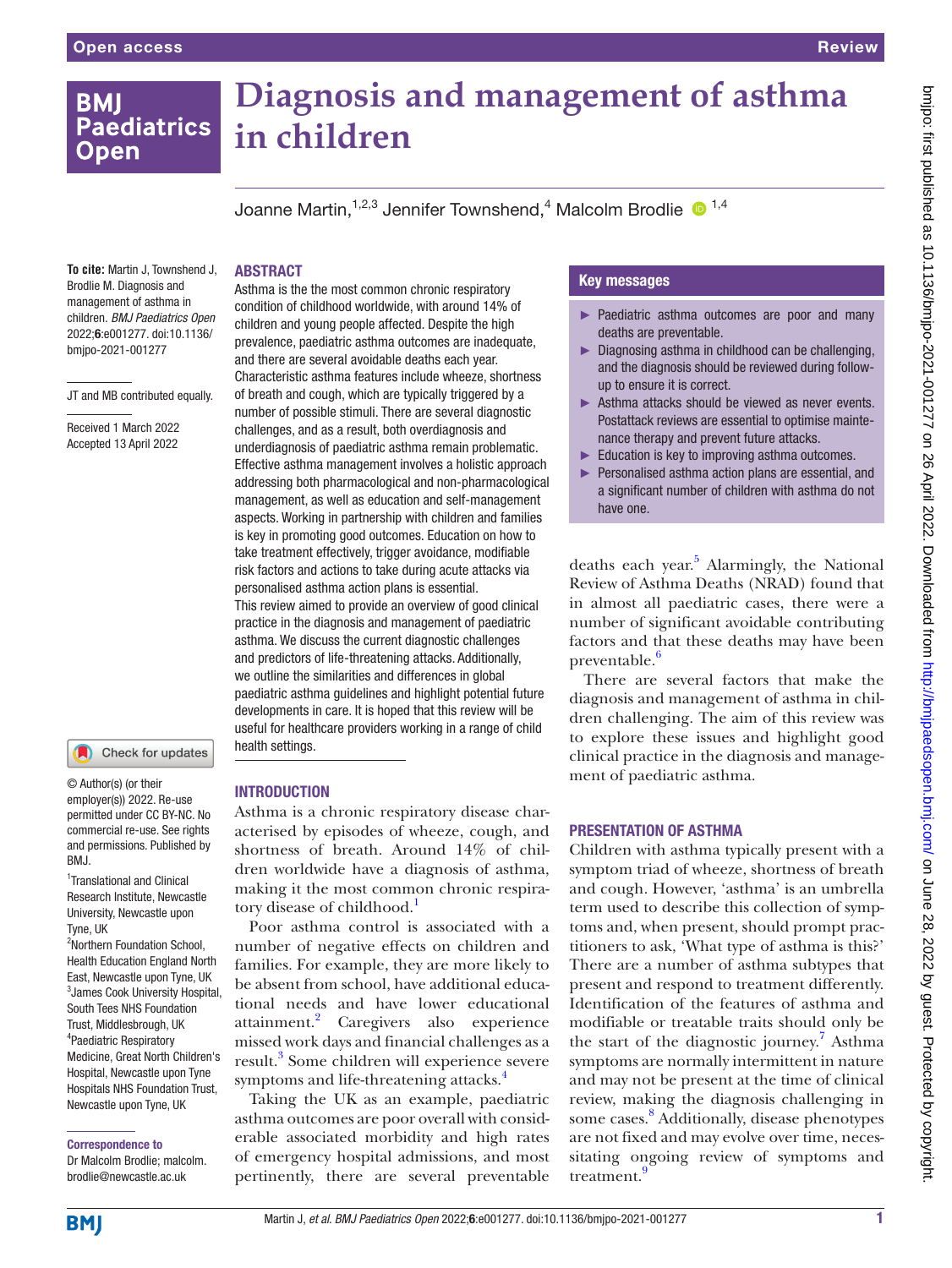# Diagnosis and management of asthma in children

Joanne Martin,[1,2,3] Jennifer Townshend,[4] Malcolm Brodlie[1,4]

**To cite:** Martin J, Townshend J, Brodlie M. Diagnosis and management of asthma in children. *BMJ Paediatrics Open* 2022;**6**:e001277. doi:10.1136/bmjpo-2021-001277

JT and MB contributed equally.

Received 1 March 2022
Accepted 13 April 2022

© Author(s) (or their employer(s)) 2022. Re-use permitted under CC BY-NC. No commercial re-use. See rights and permissions. Published by BMJ.

[1]Translational and Clinical Research Institute, Newcastle University, Newcastle upon Tyne, UK
[2]Northern Foundation School, Health Education England North East, Newcastle upon Tyne, UK
[3]James Cook University Hospital, South Tees NHS Foundation Trust, Middlesbrough, UK
[4]Paediatric Respiratory Medicine, Great North Children's Hospital, Newcastle upon Tyne Hospitals NHS Foundation Trust, Newcastle upon Tyne, UK

**Correspondence to**
Dr Malcolm Brodlie; malcolm.brodlie@newcastle.ac.uk

## ABSTRACT

Asthma is the the most common chronic respiratory condition of childhood worldwide, with around 14% of children and young people affected. Despite the high prevalence, paediatric asthma outcomes are inadequate, and there are several avoidable deaths each year. Characteristic asthma features include wheeze, shortness of breath and cough, which are typically triggered by a number of possible stimuli. There are several diagnostic challenges, and as a result, both overdiagnosis and underdiagnosis of paediatric asthma remain problematic. Effective asthma management involves a holistic approach addressing both pharmacological and non-pharmacological management, as well as education and self-management aspects. Working in partnership with children and families is key in promoting good outcomes. Education on how to take treatment effectively, trigger avoidance, modifiable risk factors and actions to take during acute attacks via personalised asthma action plans is essential. This review aimed to provide an overview of good clinical practice in the diagnosis and management of paediatric asthma. We discuss the current diagnostic challenges and predictors of life-threatening attacks. Additionally, we outline the similarities and differences in global paediatric asthma guidelines and highlight potential future developments in care. It is hoped that this review will be useful for healthcare providers working in a range of child health settings.

## Key messages

- Paediatric asthma outcomes are poor and many deaths are preventable.
- Diagnosing asthma in childhood can be challenging, and the diagnosis should be reviewed during follow-up to ensure it is correct.
- Asthma attacks should be viewed as never events. Postattack reviews are essential to optimise maintenance therapy and prevent future attacks.
- Education is key to improving asthma outcomes.
- Personalised asthma action plans are essential, and a significant number of children with asthma do not have one.

## INTRODUCTION

Asthma is a chronic respiratory disease characterised by episodes of wheeze, cough, and shortness of breath. Around 14% of children worldwide have a diagnosis of asthma, making it the most common chronic respiratory disease of childhood.[1]

Poor asthma control is associated with a number of negative effects on children and families. For example, they are more likely to be absent from school, have additional educational needs and have lower educational attainment.[2] Caregivers also experience missed work days and financial challenges as a result.[3] Some children will experience severe symptoms and life-threatening attacks.[4]

Taking the UK as an example, paediatric asthma outcomes are poor overall with considerable associated morbidity and high rates of emergency hospital admissions, and most pertinently, there are several preventable deaths each year.[5] Alarmingly, the National Review of Asthma Deaths (NRAD) found that in almost all paediatric cases, there were a number of significant avoidable contributing factors and that these deaths may have been preventable.[6]

There are several factors that make the diagnosis and management of asthma in children challenging. The aim of this review was to explore these issues and highlight good clinical practice in the diagnosis and management of paediatric asthma.

## PRESENTATION OF ASTHMA

Children with asthma typically present with a symptom triad of wheeze, shortness of breath and cough. However, 'asthma' is an umbrella term used to describe this collection of symptoms and, when present, should prompt practitioners to ask, 'What type of asthma is this?' There are a number of asthma subtypes that present and respond to treatment differently. Identification of the features of asthma and modifiable or treatable traits should only be the start of the diagnostic journey.[7] Asthma symptoms are normally intermittent in nature and may not be present at the time of clinical review, making the diagnosis challenging in some cases.[8] Additionally, disease phenotypes are not fixed and may evolve over time, necessitating ongoing review of symptoms and treatment.[9]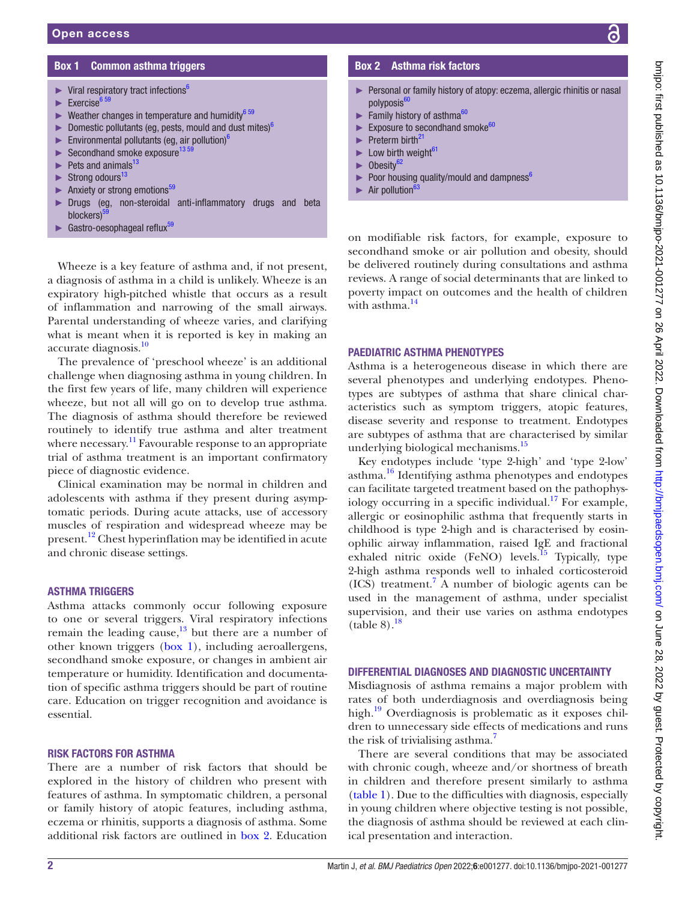**Box 1 Common asthma triggers**

- Viral respiratory tract infections[6]
- Exercise[6 59]
- Weather changes in temperature and humidity[6 59]
- Domestic pollutants (eg, pests, mould and dust mites)[6]
- Environmental pollutants (eg, air pollution)[6]
- Secondhand smoke exposure[13 59]
- Pets and animals[13]
- Strong odours[13]
- Anxiety or strong emotions[59]
- Drugs (eg, non-steroidal anti-inflammatory drugs and beta blockers)[59]
- Gastro-oesophageal reflux[59]

Wheeze is a key feature of asthma and, if not present, a diagnosis of asthma in a child is unlikely. Wheeze is an expiratory high-pitched whistle that occurs as a result of inflammation and narrowing of the small airways. Parental understanding of wheeze varies, and clarifying what is meant when it is reported is key in making an accurate diagnosis.[10]

The prevalence of 'preschool wheeze' is an additional challenge when diagnosing asthma in young children. In the first few years of life, many children will experience wheeze, but not all will go on to develop true asthma. The diagnosis of asthma should therefore be reviewed routinely to identify true asthma and alter treatment where necessary.[11] Favourable response to an appropriate trial of asthma treatment is an important confirmatory piece of diagnostic evidence.

Clinical examination may be normal in children and adolescents with asthma if they present during asymptomatic periods. During acute attacks, use of accessory muscles of respiration and widespread wheeze may be present.[12] Chest hyperinflation may be identified in acute and chronic disease settings.

## ASTHMA TRIGGERS

Asthma attacks commonly occur following exposure to one or several triggers. Viral respiratory infections remain the leading cause,[13] but there are a number of other known triggers (box 1), including aeroallergens, secondhand smoke exposure, or changes in ambient air temperature or humidity. Identification and documentation of specific asthma triggers should be part of routine care. Education on trigger recognition and avoidance is essential.

## RISK FACTORS FOR ASTHMA

There are a number of risk factors that should be explored in the history of children who present with features of asthma. In symptomatic children, a personal or family history of atopic features, including asthma, eczema or rhinitis, supports a diagnosis of asthma. Some additional risk factors are outlined in box 2. Education on modifiable risk factors, for example, exposure to secondhand smoke or air pollution and obesity, should be delivered routinely during consultations and asthma reviews. A range of social determinants that are linked to poverty impact on outcomes and the health of children with asthma.[14]

**Box 2 Asthma risk factors**

- Personal or family history of atopy: eczema, allergic rhinitis or nasal polyposis[60]
- Family history of asthma[60]
- Exposure to secondhand smoke[60]
- Preterm birth[21]
- Low birth weight[61]
- Obesity[62]
- Poor housing quality/mould and dampness[6]
- Air pollution[63]

## PAEDIATRIC ASTHMA PHENOTYPES

Asthma is a heterogeneous disease in which there are several phenotypes and underlying endotypes. Phenotypes are subtypes of asthma that share clinical characteristics such as symptom triggers, atopic features, disease severity and response to treatment. Endotypes are subtypes of asthma that are characterised by similar underlying biological mechanisms.[15]

Key endotypes include 'type 2-high' and 'type 2-low' asthma.[16] Identifying asthma phenotypes and endotypes can facilitate targeted treatment based on the pathophysiology occurring in a specific individual.[17] For example, allergic or eosinophilic asthma that frequently starts in childhood is type 2-high and is characterised by eosinophilic airway inflammation, raised IgE and fractional exhaled nitric oxide (FeNO) levels.[15] Typically, type 2-high asthma responds well to inhaled corticosteroid (ICS) treatment.[7] A number of biologic agents can be used in the management of asthma, under specialist supervision, and their use varies on asthma endotypes (table 8).[18]

## DIFFERENTIAL DIAGNOSES AND DIAGNOSTIC UNCERTAINTY

Misdiagnosis of asthma remains a major problem with rates of both underdiagnosis and overdiagnosis being high.[19] Overdiagnosis is problematic as it exposes children to unnecessary side effects of medications and runs the risk of trivialising asthma.[7]

There are several conditions that may be associated with chronic cough, wheeze and/or shortness of breath in children and therefore present similarly to asthma (table 1). Due to the difficulties with diagnosis, especially in young children where objective testing is not possible, the diagnosis of asthma should be reviewed at each clinical presentation and interaction.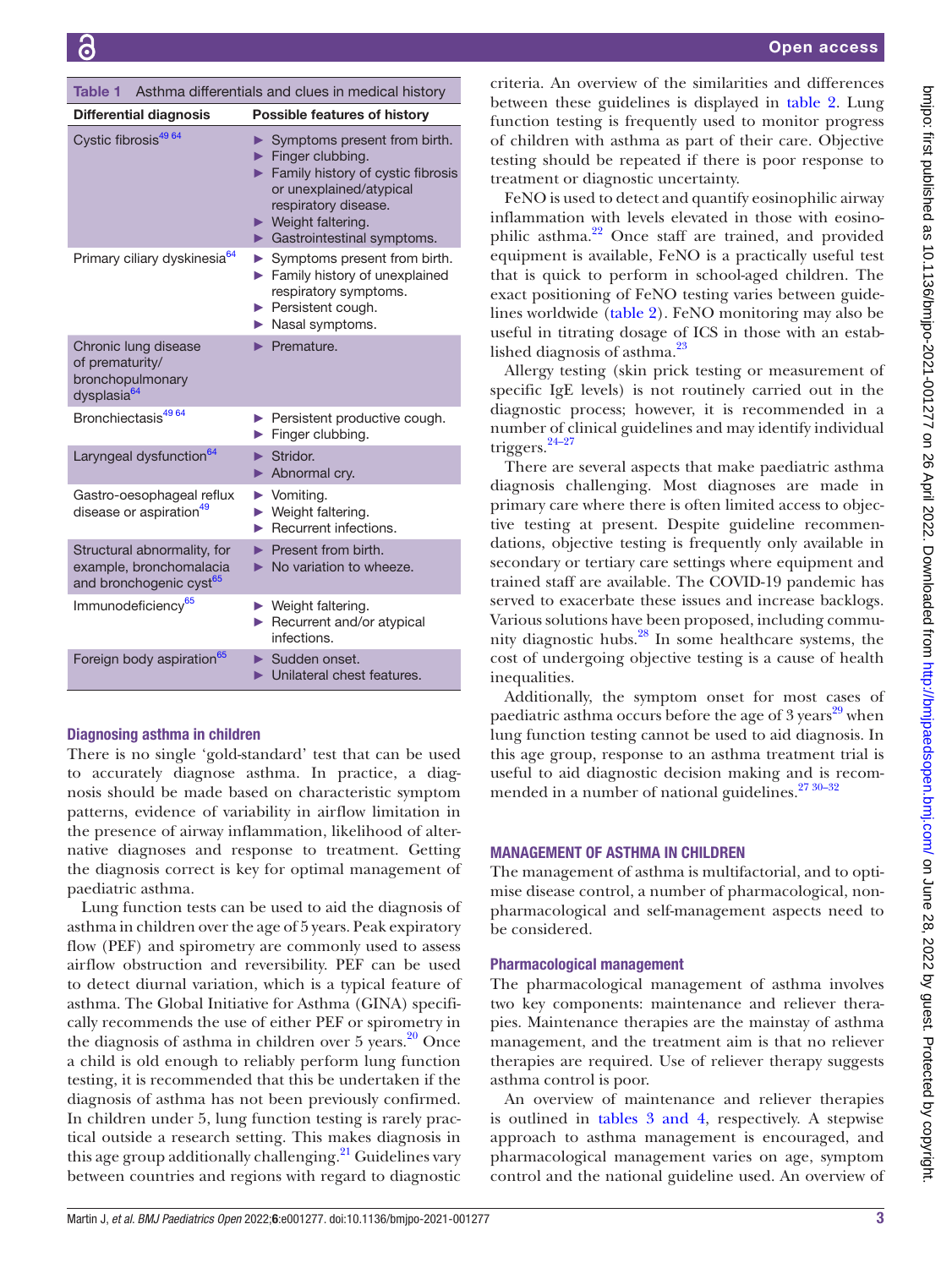**Table 1** Asthma differentials and clues in medical history

| Differential diagnosis | Possible features of history |
|---|---|
| Cystic fibrosis[49,64] | ► Symptoms present from birth.<br>► Finger clubbing.<br>► Family history of cystic fibrosis or unexplained/atypical respiratory disease.<br>► Weight faltering.<br>► Gastrointestinal symptoms. |
| Primary ciliary dyskinesia[64] | ► Symptoms present from birth.<br>► Family history of unexplained respiratory symptoms.<br>► Persistent cough.<br>► Nasal symptoms. |
| Chronic lung disease of prematurity/bronchopulmonary dysplasia[64] | ► Premature. |
| Bronchiectasis[49,64] | ► Persistent productive cough.<br>► Finger clubbing. |
| Laryngeal dysfunction[64] | ► Stridor.<br>► Abnormal cry. |
| Gastro-oesophageal reflux disease or aspiration[49] | ► Vomiting.<br>► Weight faltering.<br>► Recurrent infections. |
| Structural abnormality, for example, bronchomalacia and bronchogenic cyst[65] | ► Present from birth.<br>► No variation to wheeze. |
| Immunodeficiency[65] | ► Weight faltering.<br>► Recurrent and/or atypical infections. |
| Foreign body aspiration[65] | ► Sudden onset.<br>► Unilateral chest features. |

## Diagnosing asthma in children

There is no single 'gold-standard' test that can be used to accurately diagnose asthma. In practice, a diagnosis should be made based on characteristic symptom patterns, evidence of variability in airflow limitation in the presence of airway inflammation, likelihood of alternative diagnoses and response to treatment. Getting the diagnosis correct is key for optimal management of paediatric asthma.

Lung function tests can be used to aid the diagnosis of asthma in children over the age of 5 years. Peak expiratory flow (PEF) and spirometry are commonly used to assess airflow obstruction and reversibility. PEF can be used to detect diurnal variation, which is a typical feature of asthma. The Global Initiative for Asthma (GINA) specifically recommends the use of either PEF or spirometry in the diagnosis of asthma in children over 5 years.[20] Once a child is old enough to reliably perform lung function testing, it is recommended that this be undertaken if the diagnosis of asthma has not been previously confirmed. In children under 5, lung function testing is rarely practical outside a research setting. This makes diagnosis in this age group additionally challenging.[21] Guidelines vary between countries and regions with regard to diagnostic criteria. An overview of the similarities and differences between these guidelines is displayed in table 2. Lung function testing is frequently used to monitor progress of children with asthma as part of their care. Objective testing should be repeated if there is poor response to treatment or diagnostic uncertainty.

FeNO is used to detect and quantify eosinophilic airway inflammation with levels elevated in those with eosinophilic asthma.[22] Once staff are trained, and provided equipment is available, FeNO is a practically useful test that is quick to perform in school-aged children. The exact positioning of FeNO testing varies between guidelines worldwide (table 2). FeNO monitoring may also be useful in titrating dosage of ICS in those with an established diagnosis of asthma.[23]

Allergy testing (skin prick testing or measurement of specific IgE levels) is not routinely carried out in the diagnostic process; however, it is recommended in a number of clinical guidelines and may identify individual triggers.[24–27]

There are several aspects that make paediatric asthma diagnosis challenging. Most diagnoses are made in primary care where there is often limited access to objective testing at present. Despite guideline recommendations, objective testing is frequently only available in secondary or tertiary care settings where equipment and trained staff are available. The COVID-19 pandemic has served to exacerbate these issues and increase backlogs. Various solutions have been proposed, including community diagnostic hubs.[28] In some healthcare systems, the cost of undergoing objective testing is a cause of health inequalities.

Additionally, the symptom onset for most cases of paediatric asthma occurs before the age of 3 years[29] when lung function testing cannot be used to aid diagnosis. In this age group, response to an asthma treatment trial is useful to aid diagnostic decision making and is recommended in a number of national guidelines.[27,30–32]

## MANAGEMENT OF ASTHMA IN CHILDREN

The management of asthma is multifactorial, and to optimise disease control, a number of pharmacological, non-pharmacological and self-management aspects need to be considered.

### Pharmacological management

The pharmacological management of asthma involves two key components: maintenance and reliever therapies. Maintenance therapies are the mainstay of asthma management, and the treatment aim is that no reliever therapies are required. Use of reliever therapy suggests asthma control is poor.

An overview of maintenance and reliever therapies is outlined in tables 3 and 4, respectively. A stepwise approach to asthma management is encouraged, and pharmacological management varies on age, symptom control and the national guideline used. An overview of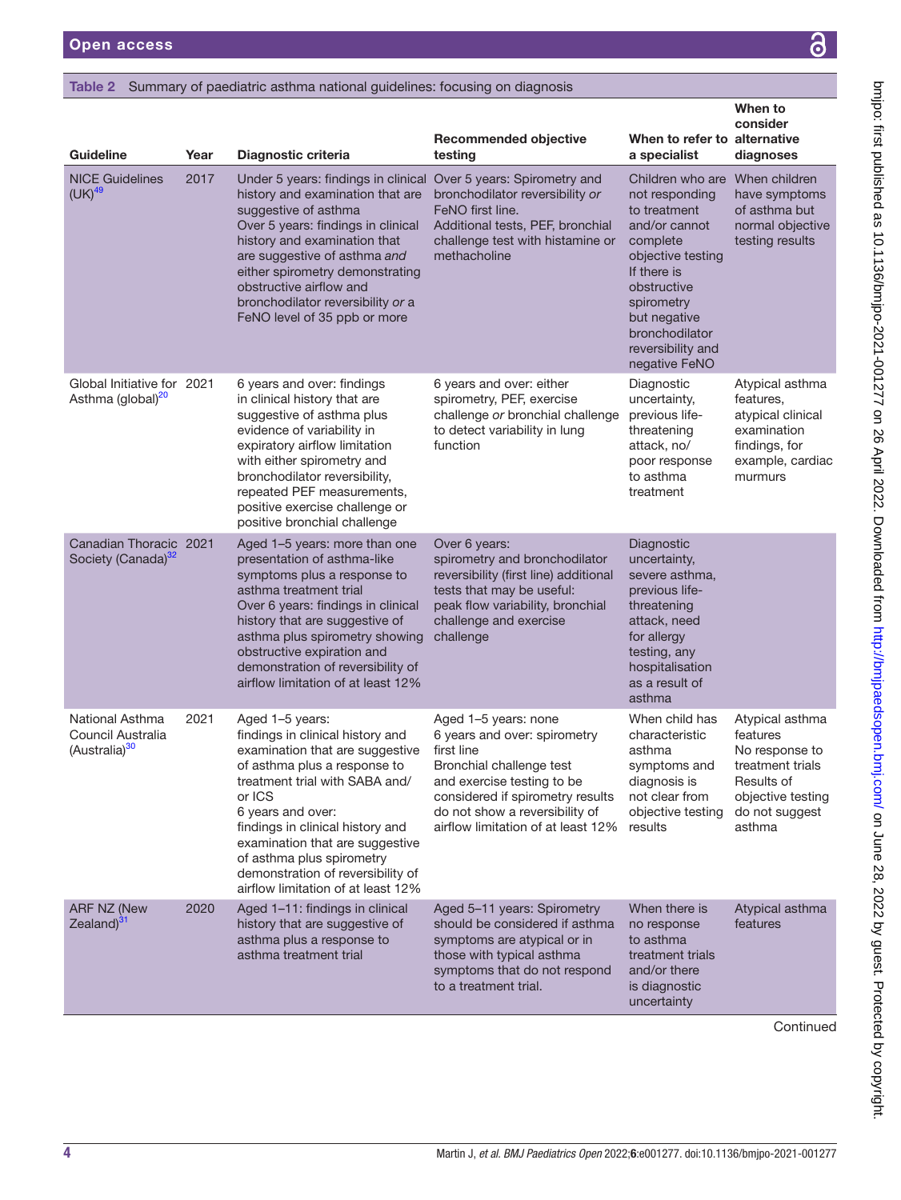**Table 2** Summary of paediatric asthma national guidelines: focusing on diagnosis

| Guideline | Year | Diagnostic criteria | Recommended objective testing | When to refer to a specialist | When to consider alternative diagnoses |
|---|---|---|---|---|---|
| NICE Guidelines (UK)[49] | 2017 | Under 5 years: findings in clinical history and examination that are suggestive of asthma<br>Over 5 years: findings in clinical history and examination that are suggestive of asthma *and* either spirometry demonstrating obstructive airflow and bronchodilator reversibility *or* a FeNO level of 35 ppb or more | Over 5 years: Spirometry and bronchodilator reversibility *or* FeNO first line.<br>Additional tests, PEF, bronchial challenge test with histamine or methacholine | Children who are not responding to treatment and/or cannot complete objective testing<br>If there is obstructive spirometry but negative bronchodilator reversibility and negative FeNO | When children have symptoms of asthma but normal objective testing results |
| Global Initiative for Asthma (global)[20] | 2021 | 6 years and over: findings in clinical history that are suggestive of asthma plus evidence of variability in expiratory airflow limitation with either spirometry and bronchodilator reversibility, repeated PEF measurements, positive exercise challenge or positive bronchial challenge | 6 years and over: either spirometry, PEF, exercise challenge *or* bronchial challenge to detect variability in lung function | Diagnostic uncertainty, previous life-threatening attack, no/poor response to asthma treatment | Atypical asthma features, atypical clinical examination findings, for example, cardiac murmurs |
| Canadian Thoracic Society (Canada)[32] | 2021 | Aged 1–5 years: more than one presentation of asthma-like symptoms plus a response to asthma treatment trial<br>Over 6 years: findings in clinical history that are suggestive of asthma plus spirometry showing obstructive expiration and demonstration of reversibility of airflow limitation of at least 12% | Over 6 years:<br>spirometry and bronchodilator reversibility (first line) additional tests that may be useful: peak flow variability, bronchial challenge and exercise challenge | Diagnostic uncertainty, severe asthma, previous life-threatening attack, need for allergy testing, any hospitalisation as a result of asthma | |
| National Asthma Council Australia (Australia)[30] | 2021 | Aged 1–5 years:<br>findings in clinical history and examination that are suggestive of asthma plus a response to treatment trial with SABA and/or ICS<br>6 years and over:<br>findings in clinical history and examination that are suggestive of asthma plus spirometry demonstration of reversibility of airflow limitation of at least 12% | Aged 1–5 years: none<br>6 years and over: spirometry first line<br>Bronchial challenge test and exercise testing to be considered if spirometry results do not show a reversibility of airflow limitation of at least 12% | When child has characteristic asthma symptoms and diagnosis is not clear from objective testing results | Atypical asthma features<br>No response to treatment trials<br>Results of objective testing do not suggest asthma |
| ARF NZ (New Zealand)[31] | 2020 | Aged 1–11: findings in clinical history that are suggestive of asthma plus a response to asthma treatment trial | Aged 5–11 years: Spirometry should be considered if asthma symptoms are atypical or in those with typical asthma symptoms that do not respond to a treatment trial. | When there is no response to asthma treatment trials and/or there is diagnostic uncertainty | Atypical asthma features |

Continued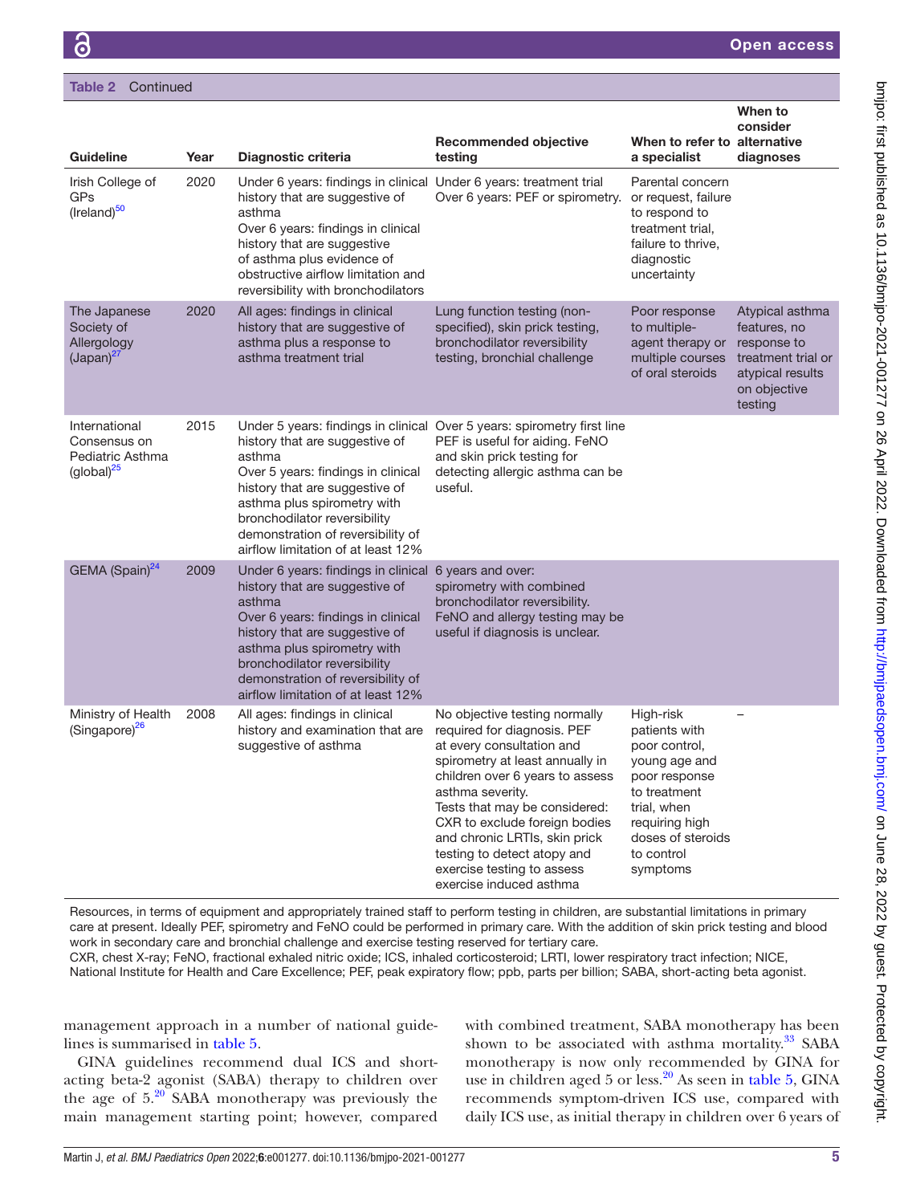**Table 2** Continued

| Guideline | Year | Diagnostic criteria | Recommended objective testing | When to refer to a specialist | When to consider alternative diagnoses |
|---|---|---|---|---|---|
| Irish College of GPs (Ireland)[50] | 2020 | Under 6 years: findings in clinical history that are suggestive of asthma<br>Over 6 years: findings in clinical history that are suggestive of asthma plus evidence of obstructive airflow limitation and reversibility with bronchodilators | Under 6 years: treatment trial<br>Over 6 years: PEF or spirometry. | Parental concern or request, failure to respond to treatment trial, failure to thrive, diagnostic uncertainty | |
| The Japanese Society of Allergology (Japan)[27] | 2020 | All ages: findings in clinical history that are suggestive of asthma plus a response to asthma treatment trial | Lung function testing (non-specified), skin prick testing, bronchodilator reversibility testing, bronchial challenge | Poor response to multiple-agent therapy or multiple courses of oral steroids | Atypical asthma features, no response to treatment trial or atypical results on objective testing |
| International Consensus on Pediatric Asthma (global)[25] | 2015 | Under 5 years: findings in clinical history that are suggestive of asthma<br>Over 5 years: findings in clinical history that are suggestive of asthma plus spirometry with bronchodilator reversibility demonstration of reversibility of airflow limitation of at least 12% | Over 5 years: spirometry first line PEF is useful for aiding. FeNO and skin prick testing for detecting allergic asthma can be useful. | | |
| GEMA (Spain)[24] | 2009 | Under 6 years: findings in clinical history that are suggestive of asthma<br>Over 6 years: findings in clinical history that are suggestive of asthma plus spirometry with bronchodilator reversibility demonstration of reversibility of airflow limitation of at least 12% | 6 years and over: spirometry with combined bronchodilator reversibility. FeNO and allergy testing may be useful if diagnosis is unclear. | | |
| Ministry of Health (Singapore)[26] | 2008 | All ages: findings in clinical history and examination that are suggestive of asthma | No objective testing normally required for diagnosis. PEF at every consultation and spirometry at least annually in children over 6 years to assess asthma severity.<br>Tests that may be considered: CXR to exclude foreign bodies and chronic LRTIs, skin prick testing to detect atopy and exercise testing to assess exercise induced asthma | High-risk patients with poor control, young age and poor response to treatment trial, when requiring high doses of steroids to control symptoms | – |

Resources, in terms of equipment and appropriately trained staff to perform testing in children, are substantial limitations in primary care at present. Ideally PEF, spirometry and FeNO could be performed in primary care. With the addition of skin prick testing and blood work in secondary care and bronchial challenge and exercise testing reserved for tertiary care.
CXR, chest X-ray; FeNO, fractional exhaled nitric oxide; ICS, inhaled corticosteroid; LRTI, lower respiratory tract infection; NICE, National Institute for Health and Care Excellence; PEF, peak expiratory flow; ppb, parts per billion; SABA, short-acting beta agonist.

management approach in a number of national guidelines is summarised in table 5.

GINA guidelines recommend dual ICS and short-acting beta-2 agonist (SABA) therapy to children over the age of 5.[20] SABA monotherapy was previously the main management starting point; however, compared with combined treatment, SABA monotherapy has been shown to be associated with asthma mortality.[33] SABA monotherapy is now only recommended by GINA for use in children aged 5 or less.[20] As seen in table 5, GINA recommends symptom-driven ICS use, compared with daily ICS use, as initial therapy in children over 6 years of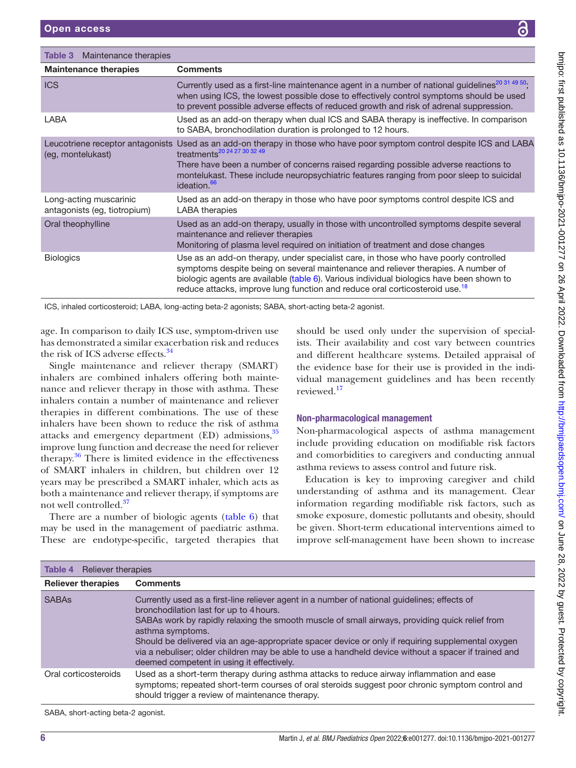Table 3 Maintenance therapies

| Maintenance therapies | Comments |
|---|---|
| ICS | Currently used as a first-line maintenance agent in a number of national guidelines[20 31 49 50]; when using ICS, the lowest possible dose to effectively control symptoms should be used to prevent possible adverse effects of reduced growth and risk of adrenal suppression. |
| LABA | Used as an add-on therapy when dual ICS and SABA therapy is ineffective. In comparison to SABA, bronchodilation duration is prolonged to 12 hours. |
| Leucotriene receptor antagonists (eg, montelukast) | Used as an add-on therapy in those who have poor symptom control despite ICS and LABA treatments[20 24 27 30 32 49] There have been a number of concerns raised regarding possible adverse reactions to montelukast. These include neuropsychiatric features ranging from poor sleep to suicidal ideation.[66] |
| Long-acting muscarinic antagonists (eg, tiotropium) | Used as an add-on therapy in those who have poor symptoms control despite ICS and LABA therapies |
| Oral theophylline | Used as an add-on therapy, usually in those with uncontrolled symptoms despite several maintenance and reliever therapies Monitoring of plasma level required on initiation of treatment and dose changes |
| Biologics | Use as an add-on therapy, under specialist care, in those who have poorly controlled symptoms despite being on several maintenance and reliever therapies. A number of biologic agents are available (table 6). Various individual biologics have been shown to reduce attacks, improve lung function and reduce oral corticosteroid use.[18] |

ICS, inhaled corticosteroid; LABA, long-acting beta-2 agonists; SABA, short-acting beta-2 agonist.

age. In comparison to daily ICS use, symptom-driven use has demonstrated a similar exacerbation risk and reduces the risk of ICS adverse effects.[34]

Single maintenance and reliever therapy (SMART) inhalers are combined inhalers offering both maintenance and reliever therapy in those with asthma. These inhalers contain a number of maintenance and reliever therapies in different combinations. The use of these inhalers have been shown to reduce the risk of asthma attacks and emergency department (ED) admissions,[35] improve lung function and decrease the need for reliever therapy.[36] There is limited evidence in the effectiveness of SMART inhalers in children, but children over 12 years may be prescribed a SMART inhaler, which acts as both a maintenance and reliever therapy, if symptoms are not well controlled.[37]

There are a number of biologic agents (table 6) that may be used in the management of paediatric asthma. These are endotype-specific, targeted therapies that should be used only under the supervision of specialists. Their availability and cost vary between countries and different healthcare systems. Detailed appraisal of the evidence base for their use is provided in the individual management guidelines and has been recently reviewed.[17]

### Non-pharmacological management

Non-pharmacological aspects of asthma management include providing education on modifiable risk factors and comorbidities to caregivers and conducting annual asthma reviews to assess control and future risk.

Education is key to improving caregiver and child understanding of asthma and its management. Clear information regarding modifiable risk factors, such as smoke exposure, domestic pollutants and obesity, should be given. Short-term educational interventions aimed to improve self-management have been shown to increase

Table 4 Reliever therapies

| Reliever therapies | Comments |
|---|---|
| SABAs | Currently used as a first-line reliever agent in a number of national guidelines; effects of bronchodilation last for up to 4 hours. SABAs work by rapidly relaxing the smooth muscle of small airways, providing quick relief from asthma symptoms. Should be delivered via an age-appropriate spacer device or only if requiring supplemental oxygen via a nebuliser; older children may be able to use a handheld device without a spacer if trained and deemed competent in using it effectively. |
| Oral corticosteroids | Used as a short-term therapy during asthma attacks to reduce airway inflammation and ease symptoms; repeated short-term courses of oral steroids suggest poor chronic symptom control and should trigger a review of maintenance therapy. |

SABA, short-acting beta-2 agonist.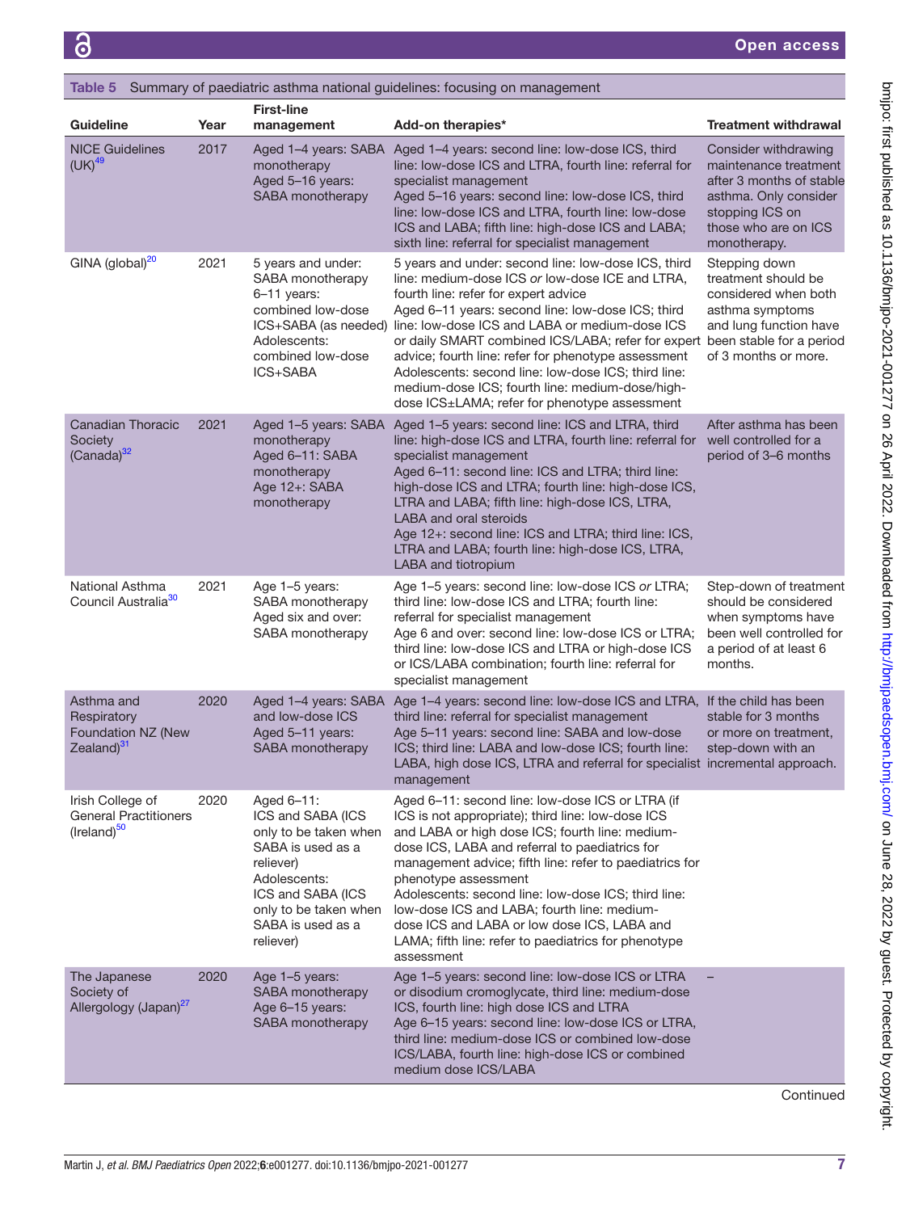**Table 5** Summary of paediatric asthma national guidelines: focusing on management

| Guideline | Year | First-line management | Add-on therapies* | Treatment withdrawal |
|---|---|---|---|---|
| NICE Guidelines (UK)[49] | 2017 | Aged 1–4 years: SABA monotherapy<br>Aged 5–16 years: SABA monotherapy | Aged 1–4 years: second line: low-dose ICS, third line: low-dose ICS and LTRA, fourth line: referral for specialist management<br>Aged 5–16 years: second line: low-dose ICS, third line: low-dose ICS and LTRA, fourth line: low-dose ICS and LABA; fifth line: high-dose ICS and LABA; sixth line: referral for specialist management | Consider withdrawing maintenance treatment after 3 months of stable asthma. Only consider stopping ICS on those who are on ICS monotherapy. |
| GINA (global)[20] | 2021 | 5 years and under: SABA monotherapy<br>6–11 years: combined low-dose ICS+SABA (as needed)<br>Adolescents: combined low-dose ICS+SABA | 5 years and under: second line: low-dose ICS, third line: medium-dose ICS *or* low-dose ICE and LTRA, fourth line: refer for expert advice<br>Aged 6–11 years: second line: low-dose ICS; third line: low-dose ICS and LABA or medium-dose ICS or daily SMART combined ICS/LABA; refer for expert advice; fourth line: refer for phenotype assessment<br>Adolescents: second line: low-dose ICS; third line: medium-dose ICS; fourth line: medium-dose/high-dose ICS±LAMA; refer for phenotype assessment | Stepping down treatment should be considered when both asthma symptoms and lung function have been stable for a period of 3 months or more. |
| Canadian Thoracic Society (Canada)[32] | 2021 | Aged 1–5 years: SABA monotherapy<br>Aged 6–11: SABA monotherapy<br>Age 12+: SABA monotherapy | Aged 1–5 years: second line: ICS and LTRA, third line: high-dose ICS and LTRA, fourth line: referral for specialist management<br>Aged 6–11: second line: ICS and LTRA; third line: high-dose ICS and LTRA; fourth line: high-dose ICS, LTRA and LABA; fifth line: high-dose ICS, LTRA, LABA and oral steroids<br>Age 12+: second line: ICS and LTRA; third line: ICS, LTRA and LABA; fourth line: high-dose ICS, LTRA, LABA and tiotropium | After asthma has been well controlled for a period of 3–6 months |
| National Asthma Council Australia[30] | 2021 | Age 1–5 years: SABA monotherapy<br>Aged six and over: SABA monotherapy | Age 1–5 years: second line: low-dose ICS *or* LTRA; third line: low-dose ICS and LTRA; fourth line: referral for specialist management<br>Age 6 and over: second line: low-dose ICS or LTRA; third line: low-dose ICS and LTRA or high-dose ICS or ICS/LABA combination; fourth line: referral for specialist management | Step-down of treatment should be considered when symptoms have been well controlled for a period of at least 6 months. |
| Asthma and Respiratory Foundation NZ (New Zealand)[31] | 2020 | Aged 1–4 years: SABA and low-dose ICS<br>Aged 5–11 years: SABA monotherapy | Age 1–4 years: second line: low-dose ICS and LTRA, third line: referral for specialist management<br>Age 5–11 years: second line: SABA and low-dose ICS; third line: LABA and low-dose ICS; fourth line: LABA, high dose ICS, LTRA and referral for specialist management | If the child has been stable for 3 months or more on treatment, step-down with an incremental approach. |
| Irish College of General Practitioners (Ireland)[50] | 2020 | Aged 6–11: ICS and SABA (ICS only to be taken when SABA is used as a reliever)<br>Adolescents: ICS and SABA (ICS only to be taken when SABA is used as a reliever) | Aged 6–11: second line: low-dose ICS or LTRA (if ICS is not appropriate); third line: low-dose ICS and LABA or high dose ICS; fourth line: medium-dose ICS, LABA and referral to paediatrics for management advice; fifth line: refer to paediatrics for phenotype assessment<br>Adolescents: second line: low-dose ICS; third line: low-dose ICS and LABA; fourth line: medium-dose ICS and LABA or low dose ICS, LABA and LAMA; fifth line: refer to paediatrics for phenotype assessment | |
| The Japanese Society of Allergology (Japan)[27] | 2020 | Age 1–5 years: SABA monotherapy<br>Age 6–15 years: SABA monotherapy | Age 1–5 years: second line: low-dose ICS or LTRA or disodium cromoglycate, third line: medium-dose ICS, fourth line: high dose ICS and LTRA<br>Age 6–15 years: second line: low-dose ICS or LTRA, third line: medium-dose ICS or combined low-dose ICS/LABA, fourth line: high-dose ICS or combined medium dose ICS/LABA | – |

Continued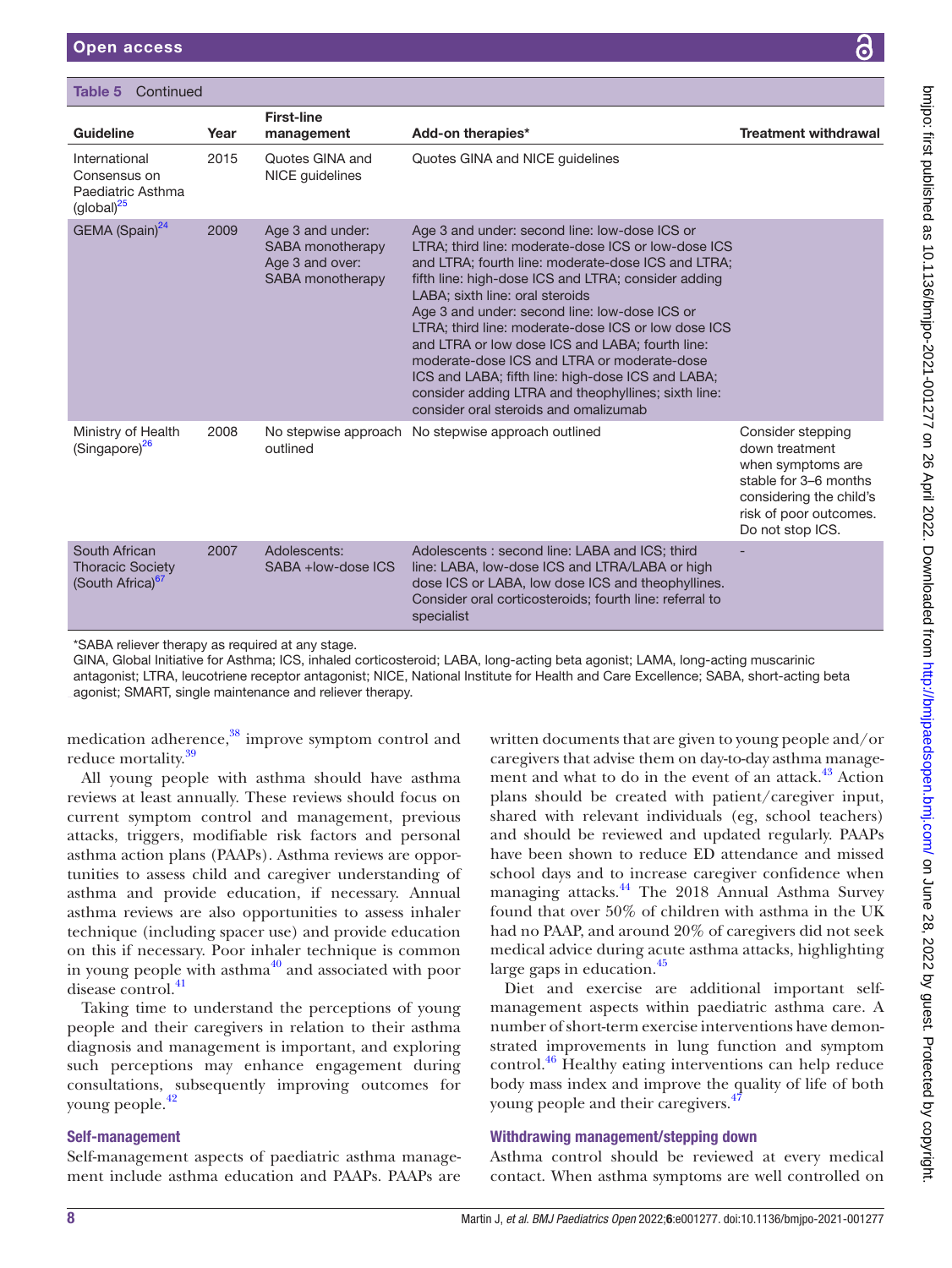**Table 5** Continued

| Guideline | Year | First-line management | Add-on therapies* | Treatment withdrawal |
|---|---|---|---|---|
| International Consensus on Paediatric Asthma (global)[25] | 2015 | Quotes GINA and NICE guidelines | Quotes GINA and NICE guidelines | |
| GEMA (Spain)[24] | 2009 | Age 3 and under: SABA monotherapy Age 3 and over: SABA monotherapy | Age 3 and under: second line: low-dose ICS or LTRA; third line: moderate-dose ICS or low-dose ICS and LTRA; fourth line: moderate-dose ICS and LTRA; fifth line: high-dose ICS and LTRA; consider adding LABA; sixth line: oral steroids Age 3 and under: second line: low-dose ICS or LTRA; third line: moderate-dose ICS or low dose ICS and LTRA or low dose ICS and LABA; fourth line: moderate-dose ICS and LTRA or moderate-dose ICS and LABA; fifth line: high-dose ICS and LABA; consider adding LTRA and theophyllines; sixth line: consider oral steroids and omalizumab | |
| Ministry of Health (Singapore)[26] | 2008 | No stepwise approach outlined | No stepwise approach outlined | Consider stepping down treatment when symptoms are stable for 3–6 months considering the child's risk of poor outcomes. Do not stop ICS. |
| South African Thoracic Society (South Africa)[67] | 2007 | Adolescents: SABA +low-dose ICS | Adolescents : second line: LABA and ICS; third line: LABA, low-dose ICS and LTRA/LABA or high dose ICS or LABA, low dose ICS and theophyllines. Consider oral corticosteroids; fourth line: referral to specialist | - |

*SABA reliever therapy as required at any stage.
GINA, Global Initiative for Asthma; ICS, inhaled corticosteroid; LABA, long-acting beta agonist; LAMA, long-acting muscarinic antagonist; LTRA, leucotriene receptor antagonist; NICE, National Institute for Health and Care Excellence; SABA, short-acting beta agonist; SMART, single maintenance and reliever therapy.

medication adherence,[38] improve symptom control and reduce mortality.[39]

All young people with asthma should have asthma reviews at least annually. These reviews should focus on current symptom control and management, previous attacks, triggers, modifiable risk factors and personal asthma action plans (PAAPs). Asthma reviews are opportunities to assess child and caregiver understanding of asthma and provide education, if necessary. Annual asthma reviews are also opportunities to assess inhaler technique (including spacer use) and provide education on this if necessary. Poor inhaler technique is common in young people with asthma[40] and associated with poor disease control.[41]

Taking time to understand the perceptions of young people and their caregivers in relation to their asthma diagnosis and management is important, and exploring such perceptions may enhance engagement during consultations, subsequently improving outcomes for young people.[42]

### Self-management

Self-management aspects of paediatric asthma management include asthma education and PAAPs. PAAPs are written documents that are given to young people and/or caregivers that advise them on day-to-day asthma management and what to do in the event of an attack.[43] Action plans should be created with patient/caregiver input, shared with relevant individuals (eg, school teachers) and should be reviewed and updated regularly. PAAPs have been shown to reduce ED attendance and missed school days and to increase caregiver confidence when managing attacks.[44] The 2018 Annual Asthma Survey found that over 50% of children with asthma in the UK had no PAAP, and around 20% of caregivers did not seek medical advice during acute asthma attacks, highlighting large gaps in education.[45]

Diet and exercise are additional important self-management aspects within paediatric asthma care. A number of short-term exercise interventions have demonstrated improvements in lung function and symptom control.[46] Healthy eating interventions can help reduce body mass index and improve the quality of life of both young people and their caregivers.[47]

### Withdrawing management/stepping down

Asthma control should be reviewed at every medical contact. When asthma symptoms are well controlled on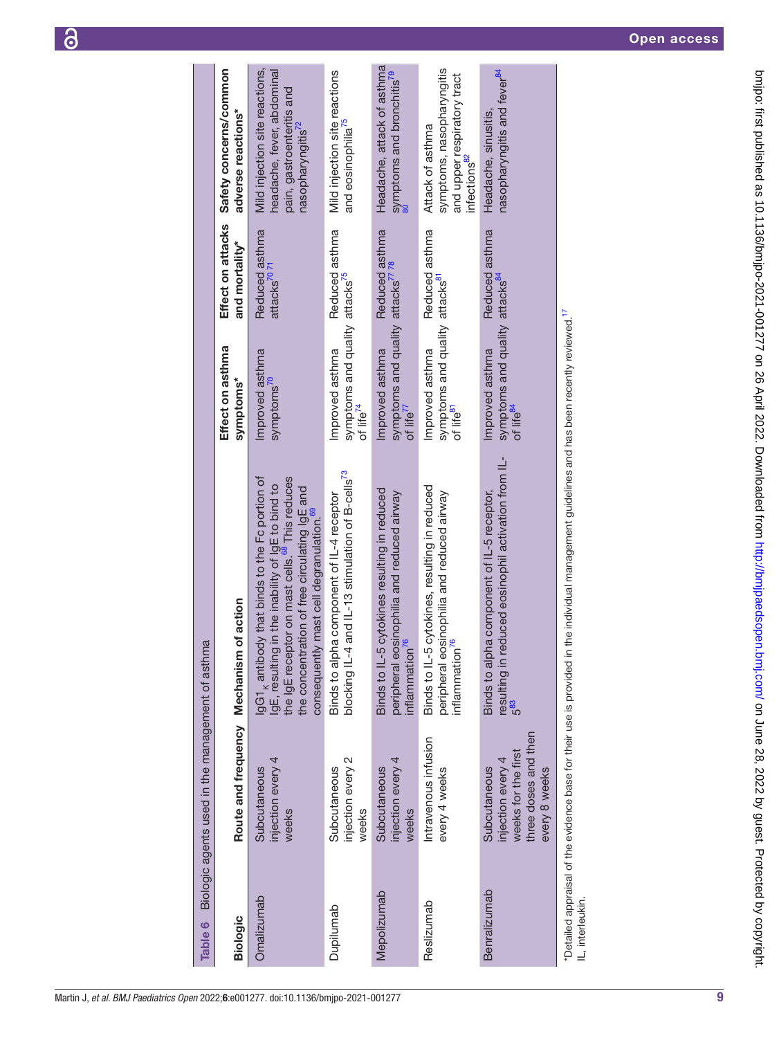Table 6 Biologic agents used in the management of asthma

| Biologic | Route and frequency | Mechanism of action | Effect on asthma symptoms* | Effect on attacks and mortality* | Safety concerns/common adverse reactions* |
|---|---|---|---|---|---|
| Omalizumab | Subcutaneous injection every 4 weeks | $IgG1_{\kappa}$ antibody that binds to the Fc portion of IgE, resulting in the inability of IgE to bind to the IgE receptor on mast cells.[68] This reduces the concentration of free circulating IgE and consequently mast cell degranulation.[69] | Improved asthma symptoms[70] | Reduced asthma attacks[70 71] | Mild injection site reactions, headache, fever, abdominal pain, gastroenteritis and nasopharyngitis[72] |
| Dupilumab | Subcutaneous injection every 2 weeks | Binds to alpha component of IL-4 receptor blocking IL-4 and IL-13 stimulation of B-cells[73] | Improved asthma symptoms and quality of life[74] | Reduced asthma attacks[75] | Mild injection site reactions and eosinophilia[75] |
| Mepolizumab | Subcutaneous injection every 4 weeks | Binds to IL-5 cytokines resulting in reduced peripheral eosinophilia and reduced airway inflammation[76] | Improved asthma symptoms and quality of life[77] | Reduced asthma attacks[77 78] | Headache, attack of asthma symptoms and bronchitis[79 80] |
| Reslizumab | Intravenous infusion every 4 weeks | Binds to IL-5 cytokines, resulting in reduced peripheral eosinophilia and reduced airway inflammation[76] | Improved asthma symptoms and quality of life[81] | Reduced asthma attacks[81] | Attack of asthma symptoms, nasopharyngitis and upper respiratory tract infections[82] |
| Benralizumab | Subcutaneous injection every 4 weeks for the first three doses and then every 8 weeks | Binds to alpha component of IL-5 receptor, resulting in reduced eosinophil activation from IL-5[83] | Improved asthma symptoms and quality of life[84] | Reduced asthma attacks[84] | Headache, sinusitis, nasopharyngitis and fever[84] |

*Detailed appraisal of the evidence base for their use is provided in the individual management guidelines and has been recently reviewed.[17]
IL, interleukin.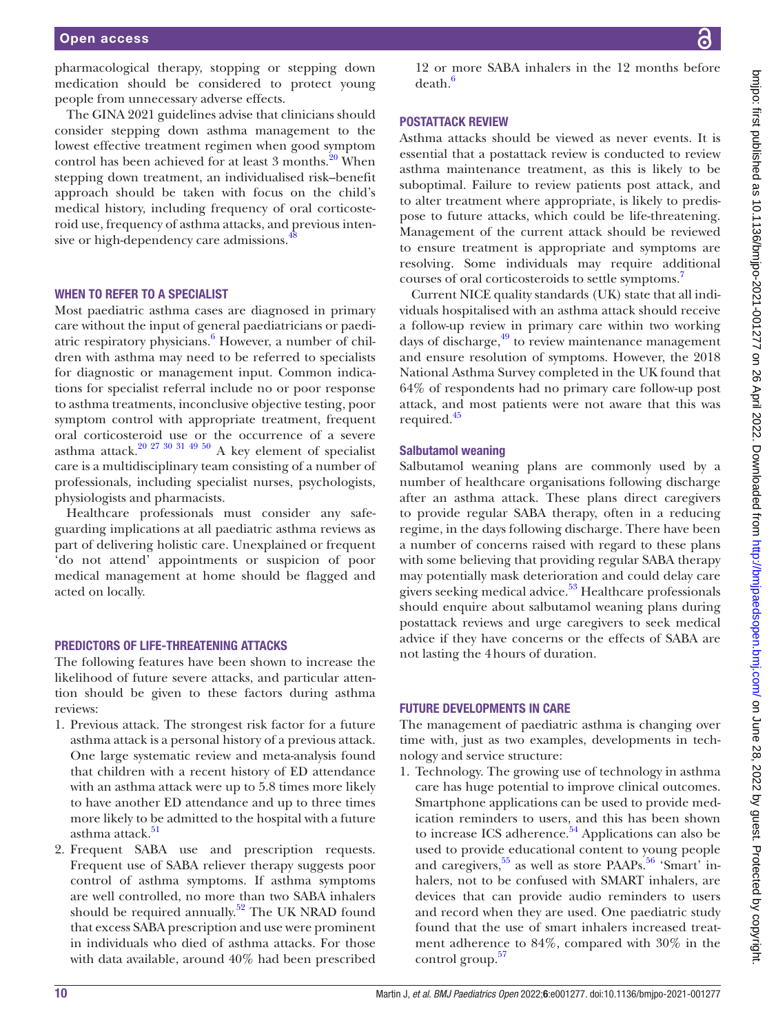pharmacological therapy, stopping or stepping down medication should be considered to protect young people from unnecessary adverse effects.

The GINA 2021 guidelines advise that clinicians should consider stepping down asthma management to the lowest effective treatment regimen when good symptom control has been achieved for at least 3 months.[20] When stepping down treatment, an individualised risk–benefit approach should be taken with focus on the child's medical history, including frequency of oral corticosteroid use, frequency of asthma attacks, and previous intensive or high-dependency care admissions.[48]

## WHEN TO REFER TO A SPECIALIST

Most paediatric asthma cases are diagnosed in primary care without the input of general paediatricians or paediatric respiratory physicians.[6] However, a number of children with asthma may need to be referred to specialists for diagnostic or management input. Common indications for specialist referral include no or poor response to asthma treatments, inconclusive objective testing, poor symptom control with appropriate treatment, frequent oral corticosteroid use or the occurrence of a severe asthma attack.[20 27 30 31 49 50] A key element of specialist care is a multidisciplinary team consisting of a number of professionals, including specialist nurses, psychologists, physiologists and pharmacists.

Healthcare professionals must consider any safeguarding implications at all paediatric asthma reviews as part of delivering holistic care. Unexplained or frequent 'do not attend' appointments or suspicion of poor medical management at home should be flagged and acted on locally.

## PREDICTORS OF LIFE-THREATENING ATTACKS

The following features have been shown to increase the likelihood of future severe attacks, and particular attention should be given to these factors during asthma reviews:

1. Previous attack. The strongest risk factor for a future asthma attack is a personal history of a previous attack. One large systematic review and meta-analysis found that children with a recent history of ED attendance with an asthma attack were up to 5.8 times more likely to have another ED attendance and up to three times more likely to be admitted to the hospital with a future asthma attack.[51]
2. Frequent SABA use and prescription requests. Frequent use of SABA reliever therapy suggests poor control of asthma symptoms. If asthma symptoms are well controlled, no more than two SABA inhalers should be required annually.[52] The UK NRAD found that excess SABA prescription and use were prominent in individuals who died of asthma attacks. For those with data available, around 40% had been prescribed 12 or more SABA inhalers in the 12 months before death.[6]

## POSTATTACK REVIEW

Asthma attacks should be viewed as never events. It is essential that a postattack review is conducted to review asthma maintenance treatment, as this is likely to be suboptimal. Failure to review patients post attack, and to alter treatment where appropriate, is likely to predispose to future attacks, which could be life-threatening. Management of the current attack should be reviewed to ensure treatment is appropriate and symptoms are resolving. Some individuals may require additional courses of oral corticosteroids to settle symptoms.[7]

Current NICE quality standards (UK) state that all individuals hospitalised with an asthma attack should receive a follow-up review in primary care within two working days of discharge,[49] to review maintenance management and ensure resolution of symptoms. However, the 2018 National Asthma Survey completed in the UK found that 64% of respondents had no primary care follow-up post attack, and most patients were not aware that this was required.[45]

### Salbutamol weaning

Salbutamol weaning plans are commonly used by a number of healthcare organisations following discharge after an asthma attack. These plans direct caregivers to provide regular SABA therapy, often in a reducing regime, in the days following discharge. There have been a number of concerns raised with regard to these plans with some believing that providing regular SABA therapy may potentially mask deterioration and could delay care givers seeking medical advice.[53] Healthcare professionals should enquire about salbutamol weaning plans during postattack reviews and urge caregivers to seek medical advice if they have concerns or the effects of SABA are not lasting the 4 hours of duration.

## FUTURE DEVELOPMENTS IN CARE

The management of paediatric asthma is changing over time with, just as two examples, developments in technology and service structure:

1. Technology. The growing use of technology in asthma care has huge potential to improve clinical outcomes. Smartphone applications can be used to provide medication reminders to users, and this has been shown to increase ICS adherence.[54] Applications can also be used to provide educational content to young people and caregivers,[55] as well as store PAAPs.[56] 'Smart' inhalers, not to be confused with SMART inhalers, are devices that can provide audio reminders to users and record when they are used. One paediatric study found that the use of smart inhalers increased treatment adherence to 84%, compared with 30% in the control group.[57]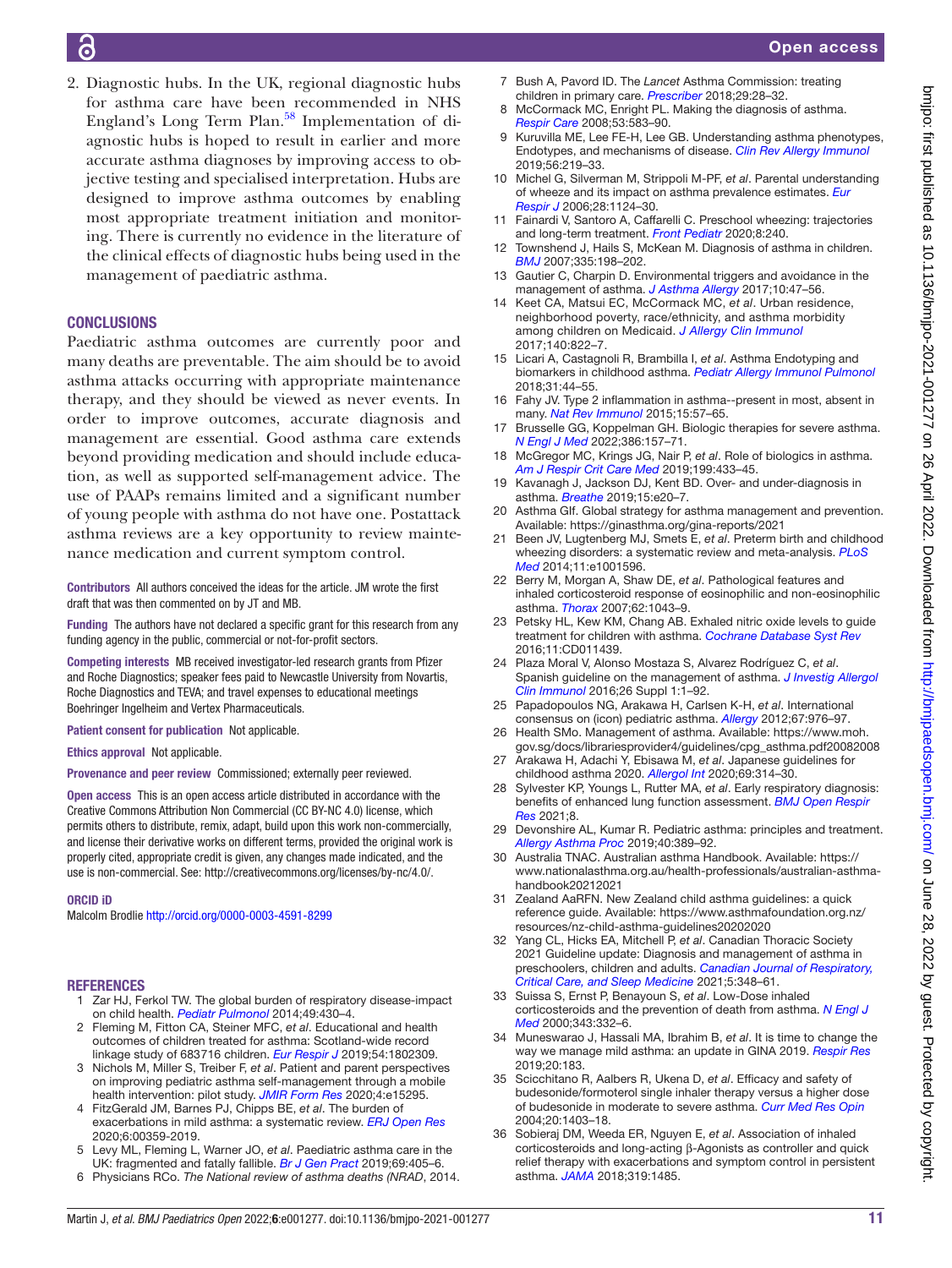2. Diagnostic hubs. In the UK, regional diagnostic hubs for asthma care have been recommended in NHS England's Long Term Plan.[58] Implementation of diagnostic hubs is hoped to result in earlier and more accurate asthma diagnoses by improving access to objective testing and specialised interpretation. Hubs are designed to improve asthma outcomes by enabling most appropriate treatment initiation and monitoring. There is currently no evidence in the literature of the clinical effects of diagnostic hubs being used in the management of paediatric asthma.

## CONCLUSIONS

Paediatric asthma outcomes are currently poor and many deaths are preventable. The aim should be to avoid asthma attacks occurring with appropriate maintenance therapy, and they should be viewed as never events. In order to improve outcomes, accurate diagnosis and management are essential. Good asthma care extends beyond providing medication and should include education, as well as supported self-management advice. The use of PAAPs remains limited and a significant number of young people with asthma do not have one. Postattack asthma reviews are a key opportunity to review maintenance medication and current symptom control.

**Contributors** All authors conceived the ideas for the article. JM wrote the first draft that was then commented on by JT and MB.

**Funding** The authors have not declared a specific grant for this research from any funding agency in the public, commercial or not-for-profit sectors.

**Competing interests** MB received investigator-led research grants from Pfizer and Roche Diagnostics; speaker fees paid to Newcastle University from Novartis, Roche Diagnostics and TEVA; and travel expenses to educational meetings Boehringer Ingelheim and Vertex Pharmaceuticals.

**Patient consent for publication** Not applicable.

**Ethics approval** Not applicable.

**Provenance and peer review** Commissioned; externally peer reviewed.

**Open access** This is an open access article distributed in accordance with the Creative Commons Attribution Non Commercial (CC BY-NC 4.0) license, which permits others to distribute, remix, adapt, build upon this work non-commercially, and license their derivative works on different terms, provided the original work is properly cited, appropriate credit is given, any changes made indicated, and the use is non-commercial. See: http://creativecommons.org/licenses/by-nc/4.0/.

### ORCID iD

Malcolm Brodlie http://orcid.org/0000-0003-4591-8299

## REFERENCES

1. Zar HJ, Ferkol TW. The global burden of respiratory disease-impact on child health. *Pediatr Pulmonol* 2014;49:430–4.
2. Fleming M, Fitton CA, Steiner MFC, *et al*. Educational and health outcomes of children treated for asthma: Scotland-wide record linkage study of 683716 children. *Eur Respir J* 2019;54:1802309.
3. Nichols M, Miller S, Treiber F, *et al*. Patient and parent perspectives on improving pediatric asthma self-management through a mobile health intervention: pilot study. *JMIR Form Res* 2020;4:e15295.
4. FitzGerald JM, Barnes PJ, Chipps BE, *et al*. The burden of exacerbations in mild asthma: a systematic review. *ERJ Open Res* 2020;6:00359-2019.
5. Levy ML, Fleming L, Warner JO, *et al*. Paediatric asthma care in the UK: fragmented and fatally fallible. *Br J Gen Pract* 2019;69:405–6.
6. Physicians RCo. *The National review of asthma deaths (NRAD*, 2014.
7. Bush A, Pavord ID. The *Lancet* Asthma Commission: treating children in primary care. *Prescriber* 2018;29:28–32.
8. McCormack MC, Enright PL. Making the diagnosis of asthma. *Respir Care* 2008;53:583–90.
9. Kuruvilla ME, Lee FE-H, Lee GB. Understanding asthma phenotypes, Endotypes, and mechanisms of disease. *Clin Rev Allergy Immunol* 2019;56:219–33.
10. Michel G, Silverman M, Strippoli M-PF, *et al*. Parental understanding of wheeze and its impact on asthma prevalence estimates. *Eur Respir J* 2006;28:1124–30.
11. Fainardi V, Santoro A, Caffarelli C. Preschool wheezing: trajectories and long-term treatment. *Front Pediatr* 2020;8:240.
12. Townshend J, Hails S, McKean M. Diagnosis of asthma in children. *BMJ* 2007;335:198–202.
13. Gautier C, Charpin D. Environmental triggers and avoidance in the management of asthma. *J Asthma Allergy* 2017;10:47–56.
14. Keet CA, Matsui EC, McCormack MC, *et al*. Urban residence, neighborhood poverty, race/ethnicity, and asthma morbidity among children on Medicaid. *J Allergy Clin Immunol* 2017;140:822–7.
15. Licari A, Castagnoli R, Brambilla I, *et al*. Asthma Endotyping and biomarkers in childhood asthma. *Pediatr Allergy Immunol Pulmonol* 2018;31:44–55.
16. Fahy JV. Type 2 inflammation in asthma--present in most, absent in many. *Nat Rev Immunol* 2015;15:57–65.
17. Brusselle GG, Koppelman GH. Biologic therapies for severe asthma. *N Engl J Med* 2022;386:157–71.
18. McGregor MC, Krings JG, Nair P, *et al*. Role of biologics in asthma. *Am J Respir Crit Care Med* 2019;199:433–45.
19. Kavanagh J, Jackson DJ, Kent BD. Over- and under-diagnosis in asthma. *Breathe* 2019;15:e20–7.
20. Asthma GIf. Global strategy for asthma management and prevention. Available: https://ginasthma.org/gina-reports/2021
21. Been JV, Lugtenberg MJ, Smets E, *et al*. Preterm birth and childhood wheezing disorders: a systematic review and meta-analysis. *PLoS Med* 2014;11:e1001596.
22. Berry M, Morgan A, Shaw DE, *et al*. Pathological features and inhaled corticosteroid response of eosinophilic and non-eosinophilic asthma. *Thorax* 2007;62:1043–9.
23. Petsky HL, Kew KM, Chang AB. Exhaled nitric oxide levels to guide treatment for children with asthma. *Cochrane Database Syst Rev* 2016;11:CD011439.
24. Plaza Moral V, Alonso Mostaza S, Alvarez Rodríguez C, *et al*. Spanish guideline on the management of asthma. *J Investig Allergol Clin Immunol* 2016;26 Suppl 1:1–92.
25. Papadopoulos NG, Arakawa H, Carlsen K-H, *et al*. International consensus on (icon) pediatric asthma. *Allergy* 2012;67:976–97.
26. Health SMo. Management of asthma. Available: https://www.moh.gov.sg/docs/librariesprovider4/guidelines/cpg_asthma.pdf20082008
27. Arakawa H, Adachi Y, Ebisawa M, *et al*. Japanese guidelines for childhood asthma 2020. *Allergol Int* 2020;69:314–30.
28. Sylvester KP, Youngs L, Rutter MA, *et al*. Early respiratory diagnosis: benefits of enhanced lung function assessment. *BMJ Open Respir Res* 2021;8.
29. Devonshire AL, Kumar R. Pediatric asthma: principles and treatment. *Allergy Asthma Proc* 2019;40:389–92.
30. Australia TNAC. Australian asthma Handbook. Available: https://www.nationalasthma.org.au/health-professionals/australian-asthma-handbook20212021
31. Zealand AaRFN. New Zealand child asthma guidelines: a quick reference guide. Available: https://www.asthmafoundation.org.nz/resources/nz-child-asthma-guidelines20202020
32. Yang CL, Hicks EA, Mitchell P, *et al*. Canadian Thoracic Society 2021 Guideline update: Diagnosis and management of asthma in preschoolers, children and adults. *Canadian Journal of Respiratory, Critical Care, and Sleep Medicine* 2021;5:348–61.
33. Suissa S, Ernst P, Benayoun S, *et al*. Low-Dose inhaled corticosteroids and the prevention of death from asthma. *N Engl J Med* 2000;343:332–6.
34. Muneswarao J, Hassali MA, Ibrahim B, *et al*. It is time to change the way we manage mild asthma: an update in GINA 2019. *Respir Res* 2019;20:183.
35. Scicchitano R, Aalbers R, Ukena D, *et al*. Efficacy and safety of budesonide/formoterol single inhaler therapy versus a higher dose of budesonide in moderate to severe asthma. *Curr Med Res Opin* 2004;20:1403–18.
36. Sobieraj DM, Weeda ER, Nguyen E, *et al*. Association of inhaled corticosteroids and long-acting β-Agonists as controller and quick relief therapy with exacerbations and symptom control in persistent asthma. *JAMA* 2018;319:1485.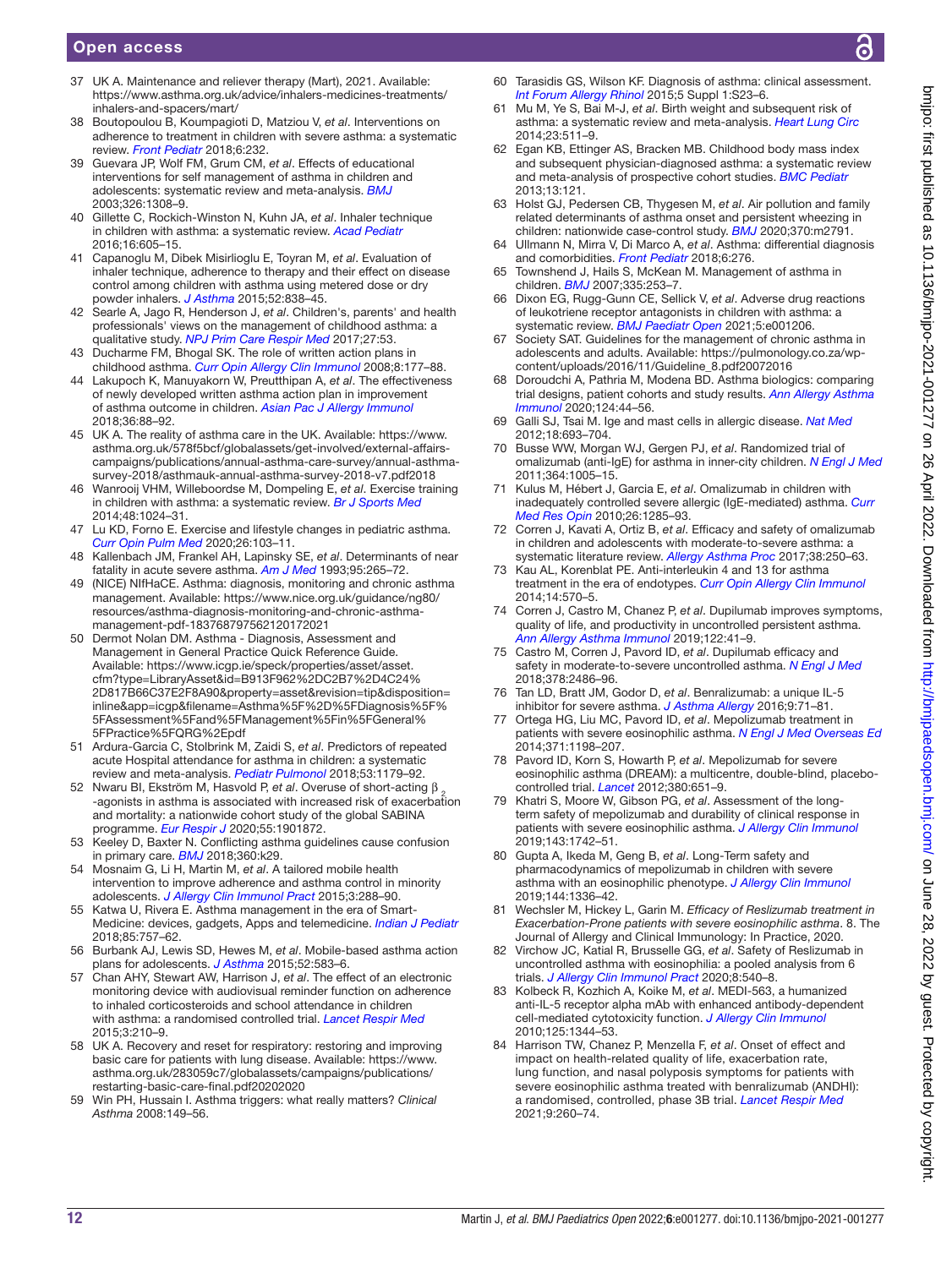37 UK A. Maintenance and reliever therapy (Mart), 2021. Available: https://www.asthma.org.uk/advice/inhalers-medicines-treatments/inhalers-and-spacers/mart/
38 Boutopoulou B, Koumpagioti D, Matziou V, *et al*. Interventions on adherence to treatment in children with severe asthma: a systematic review. *Front Pediatr* 2018;6:232.
39 Guevara JP, Wolf FM, Grum CM, *et al*. Effects of educational interventions for self management of asthma in children and adolescents: systematic review and meta-analysis. *BMJ* 2003;326:1308–9.
40 Gillette C, Rockich-Winston N, Kuhn JA, *et al*. Inhaler technique in children with asthma: a systematic review. *Acad Pediatr* 2016;16:605–15.
41 Capanoglu M, Dibek Misirlioglu E, Toyran M, *et al*. Evaluation of inhaler technique, adherence to therapy and their effect on disease control among children with asthma using metered dose or dry powder inhalers. *J Asthma* 2015;52:838–45.
42 Searle A, Jago R, Henderson J, *et al*. Children's, parents' and health professionals' views on the management of childhood asthma: a qualitative study. *NPJ Prim Care Respir Med* 2017;27:53.
43 Ducharme FM, Bhogal SK. The role of written action plans in childhood asthma. *Curr Opin Allergy Clin Immunol* 2008;8:177–88.
44 Lakupoch K, Manuyakorn W, Preutthipan A, *et al*. The effectiveness of newly developed written asthma action plan in improvement of asthma outcome in children. *Asian Pac J Allergy Immunol* 2018;36:88–92.
45 UK A. The reality of asthma care in the UK. Available: https://www.asthma.org.uk/578f5bcf/globalassets/get-involved/external-affairs-campaigns/publications/annual-asthma-care-survey/annual-asthma-survey-2018/asthmauk-annual-asthma-survey-2018-v7.pdf2018
46 Wanrooij VHM, Willeboordse M, Dompeling E, *et al*. Exercise training in children with asthma: a systematic review. *Br J Sports Med* 2014;48:1024–31.
47 Lu KD, Forno E. Exercise and lifestyle changes in pediatric asthma. *Curr Opin Pulm Med* 2020;26:103–11.
48 Kallenbach JM, Frankel AH, Lapinsky SE, *et al*. Determinants of near fatality in acute severe asthma. *Am J Med* 1993;95:265–72.
49 (NICE) NIfHaCE. Asthma: diagnosis, monitoring and chronic asthma management. Available: https://www.nice.org.uk/guidance/ng80/resources/asthma-diagnosis-monitoring-and-chronic-asthma-management-pdf-1837687975621201720 21
50 Dermot Nolan DM. Asthma - Diagnosis, Assessment and Management in General Practice Quick Reference Guide. Available: https://www.icgp.ie/speck/properties/asset/asset.cfm?type=LibraryAsset&id=B913F962%2DC2B7%2D4C24%2D817B66C37E2F8A90&property=asset&revision=tip&disposition=inline&app=icgp&filename=Asthma%5F%2D%5FDiagnosis%5F%5FAssessment%5Fand%5FManagement%5Fin%5FGeneral%5FPractice%5FQRG%2Epdf
51 Ardura-Garcia C, Stolbrink M, Zaidi S, *et al*. Predictors of repeated acute Hospital attendance for asthma in children: a systematic review and meta-analysis. *Pediatr Pulmonol* 2018;53:1179–92.
52 Nwaru BI, Ekström M, Hasvold P, *et al*. Overuse of short-acting $\beta_2$-agonists in asthma is associated with increased risk of exacerbation and mortality: a nationwide cohort study of the global SABINA programme. *Eur Respir J* 2020;55:1901872.
53 Keeley D, Baxter N. Conflicting asthma guidelines cause confusion in primary care. *BMJ* 2018;360:k29.
54 Mosnaim G, Li H, Martin M, *et al*. A tailored mobile health intervention to improve adherence and asthma control in minority adolescents. *J Allergy Clin Immunol Pract* 2015;3:288–90.
55 Katwa U, Rivera E. Asthma management in the era of Smart-Medicine: devices, gadgets, Apps and telemedicine. *Indian J Pediatr* 2018;85:757–62.
56 Burbank AJ, Lewis SD, Hewes M, *et al*. Mobile-based asthma action plans for adolescents. *J Asthma* 2015;52:583–6.
57 Chan AHY, Stewart AW, Harrison J, *et al*. The effect of an electronic monitoring device with audiovisual reminder function on adherence to inhaled corticosteroids and school attendance in children with asthma: a randomised controlled trial. *Lancet Respir Med* 2015;3:210–9.
58 UK A. Recovery and reset for respiratory: restoring and improving basic care for patients with lung disease. Available: https://www.asthma.org.uk/283059c7/globalassets/campaigns/publications/restarting-basic-care-final.pdf20202020
59 Win PH, Hussain I. Asthma triggers: what really matters? *Clinical Asthma* 2008:149–56.
60 Tarasidis GS, Wilson KF. Diagnosis of asthma: clinical assessment. *Int Forum Allergy Rhinol* 2015;5 Suppl 1:S23–6.
61 Mu M, Ye S, Bai M-J, *et al*. Birth weight and subsequent risk of asthma: a systematic review and meta-analysis. *Heart Lung Circ* 2014;23:511–9.
62 Egan KB, Ettinger AS, Bracken MB. Childhood body mass index and subsequent physician-diagnosed asthma: a systematic review and meta-analysis of prospective cohort studies. *BMC Pediatr* 2013;13:121.
63 Holst GJ, Pedersen CB, Thygesen M, *et al*. Air pollution and family related determinants of asthma onset and persistent wheezing in children: nationwide case-control study. *BMJ* 2020;370:m2791.
64 Ullmann N, Mirra V, Di Marco A, *et al*. Asthma: differential diagnosis and comorbidities. *Front Pediatr* 2018;6:276.
65 Townshend J, Hails S, McKean M. Management of asthma in children. *BMJ* 2007;335:253–7.
66 Dixon EG, Rugg-Gunn CE, Sellick V, *et al*. Adverse drug reactions of leukotriene receptor antagonists in children with asthma: a systematic review. *BMJ Paediatr Open* 2021;5:e001206.
67 Society SAT. Guidelines for the management of chronic asthma in adolescents and adults. Available: https://pulmonology.co.za/wp-content/uploads/2016/11/Guideline_8.pdf20072016
68 Doroudchi A, Pathria M, Modena BD. Asthma biologics: comparing trial designs, patient cohorts and study results. *Ann Allergy Asthma Immunol* 2020;124:44–56.
69 Galli SJ, Tsai M. Ige and mast cells in allergic disease. *Nat Med* 2012;18:693–704.
70 Busse WW, Morgan WJ, Gergen PJ, *et al*. Randomized trial of omalizumab (anti-IgE) for asthma in inner-city children. *N Engl J Med* 2011;364:1005–15.
71 Kulus M, Hébert J, Garcia E, *et al*. Omalizumab in children with inadequately controlled severe allergic (IgE-mediated) asthma. *Curr Med Res Opin* 2010;26:1285–93.
72 Corren J, Kavati A, Ortiz B, *et al*. Efficacy and safety of omalizumab in children and adolescents with moderate-to-severe asthma: a systematic literature review. *Allergy Asthma Proc* 2017;38:250–63.
73 Kau AL, Korenblat PE. Anti-interleukin 4 and 13 for asthma treatment in the era of endotypes. *Curr Opin Allergy Clin Immunol* 2014;14:570–5.
74 Corren J, Castro M, Chanez P, *et al*. Dupilumab improves symptoms, quality of life, and productivity in uncontrolled persistent asthma. *Ann Allergy Asthma Immunol* 2019;122:41–9.
75 Castro M, Corren J, Pavord ID, *et al*. Dupilumab efficacy and safety in moderate-to-severe uncontrolled asthma. *N Engl J Med* 2018;378:2486–96.
76 Tan LD, Bratt JM, Godor D, *et al*. Benralizumab: a unique IL-5 inhibitor for severe asthma. *J Asthma Allergy* 2016;9:71–81.
77 Ortega HG, Liu MC, Pavord ID, *et al*. Mepolizumab treatment in patients with severe eosinophilic asthma. *N Engl J Med Overseas Ed* 2014;371:1198–207.
78 Pavord ID, Korn S, Howarth P, *et al*. Mepolizumab for severe eosinophilic asthma (DREAM): a multicentre, double-blind, placebo-controlled trial. *Lancet* 2012;380:651–9.
79 Khatri S, Moore W, Gibson PG, *et al*. Assessment of the long-term safety of mepolizumab and durability of clinical response in patients with severe eosinophilic asthma. *J Allergy Clin Immunol* 2019;143:1742–51.
80 Gupta A, Ikeda M, Geng B, *et al*. Long-Term safety and pharmacodynamics of mepolizumab in children with severe asthma with an eosinophilic phenotype. *J Allergy Clin Immunol* 2019;144:1336–42.
81 Wechsler M, Hickey L, Garin M. *Efficacy of Reslizumab treatment in Exacerbation-Prone patients with severe eosinophilic asthma*. 8. The Journal of Allergy and Clinical Immunology: In Practice, 2020.
82 Virchow JC, Katial R, Brusselle GG, *et al*. Safety of Reslizumab in uncontrolled asthma with eosinophilia: a pooled analysis from 6 trials. *J Allergy Clin Immunol Pract* 2020;8:540–8.
83 Kolbeck R, Kozhich A, Koike M, *et al*. MEDI-563, a humanized anti-IL-5 receptor alpha mAb with enhanced antibody-dependent cell-mediated cytotoxicity function. *J Allergy Clin Immunol* 2010;125:1344–53.
84 Harrison TW, Chanez P, Menzella F, *et al*. Onset of effect and impact on health-related quality of life, exacerbation rate, lung function, and nasal polyposis symptoms for patients with severe eosinophilic asthma treated with benralizumab (ANDHI): a randomised, controlled, phase 3B trial. *Lancet Respir Med* 2021;9:260–74.